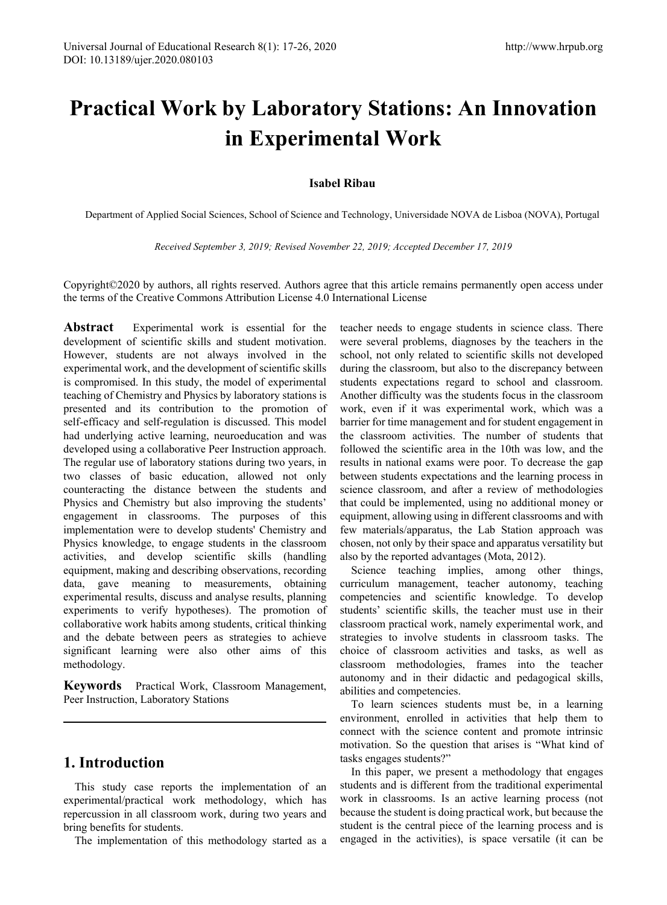# Practical Work by Laboratory Stations: An Innovation in Experimental Work

**Isabel Ribau**

Department of Applied Social Sciences, School of Science and Technology, Universidade NOVA de Lisboa (NOVA), Portugal

*Received September 3, 2019; Revised November 22, 2019; Accepted December 17, 2019*

Copyright©2020 by authors, all rights reserved. Authors agree that this article remains permanently open access under the terms of the Creative Commons Attribution License 4.0 International License

**Abstract** Experimental work is essential for the development of scientific skills and student motivation. However, students are not always involved in the experimental work, and the development of scientific skills is compromised. In this study, the model of experimental teaching of Chemistry and Physics by laboratory stations is presented and its contribution to the promotion of self-efficacy and self-regulation is discussed. This model had underlying active learning, neuroeducation and was developed using a collaborative Peer Instruction approach. The regular use of laboratory stations during two years, in two classes of basic education, allowed not only counteracting the distance between the students and Physics and Chemistry but also improving the students' engagement in classrooms. The purposes of this implementation were to develop students' Chemistry and Physics knowledge, to engage students in the classroom activities, and develop scientific skills (handling equipment, making and describing observations, recording data, gave meaning to measurements, obtaining experimental results, discuss and analyse results, planning experiments to verify hypotheses). The promotion of collaborative work habits among students, critical thinking and the debate between peers as strategies to achieve significant learning were also other aims of this methodology.

**Keywords** Practical Work, Classroom Management, Peer Instruction, Laboratory Stations

## 1. Introduction

This study case reports the implementation of an experimental/practical work methodology, which has repercussion in all classroom work, during two years and bring benefits for students.

The implementation of this methodology started as a teacher needs to engage students in science class. There were several problems, diagnoses by the teachers in the school, not only related to scientific skills not developed during the classroom, but also to the discrepancy between students expectations regard to school and classroom. Another difficulty was the students focus in the classroom work, even if it was experimental work, which was a barrier for time management and for student engagement in the classroom activities. The number of students that followed the scientific area in the 10th was low, and the results in national exams were poor. To decrease the gap between students expectations and the learning process in science classroom, and after a review of methodologies that could be implemented, using no additional money or equipment, allowing using in different classrooms and with few materials/apparatus, the Lab Station approach was chosen, not only by their space and apparatus versatility but also by the reported advantages (Mota, 2012).

Science teaching implies, among other things, curriculum management, teacher autonomy, teaching competencies and scientific knowledge. To develop students' scientific skills, the teacher must use in their classroom practical work, namely experimental work, and strategies to involve students in classroom tasks. The choice of classroom activities and tasks, as well as classroom methodologies, frames into the teacher autonomy and in their didactic and pedagogical skills, abilities and competencies.

To learn sciences students must be, in a learning environment, enrolled in activities that help them to connect with the science content and promote intrinsic motivation. So the question that arises is "What kind of tasks engages students?"

In this paper, we present a methodology that engages students and is different from the traditional experimental work in classrooms. Is an active learning process (not because the student is doing practical work, but because the student is the central piece of the learning process and is engaged in the activities), is space versatile (it can be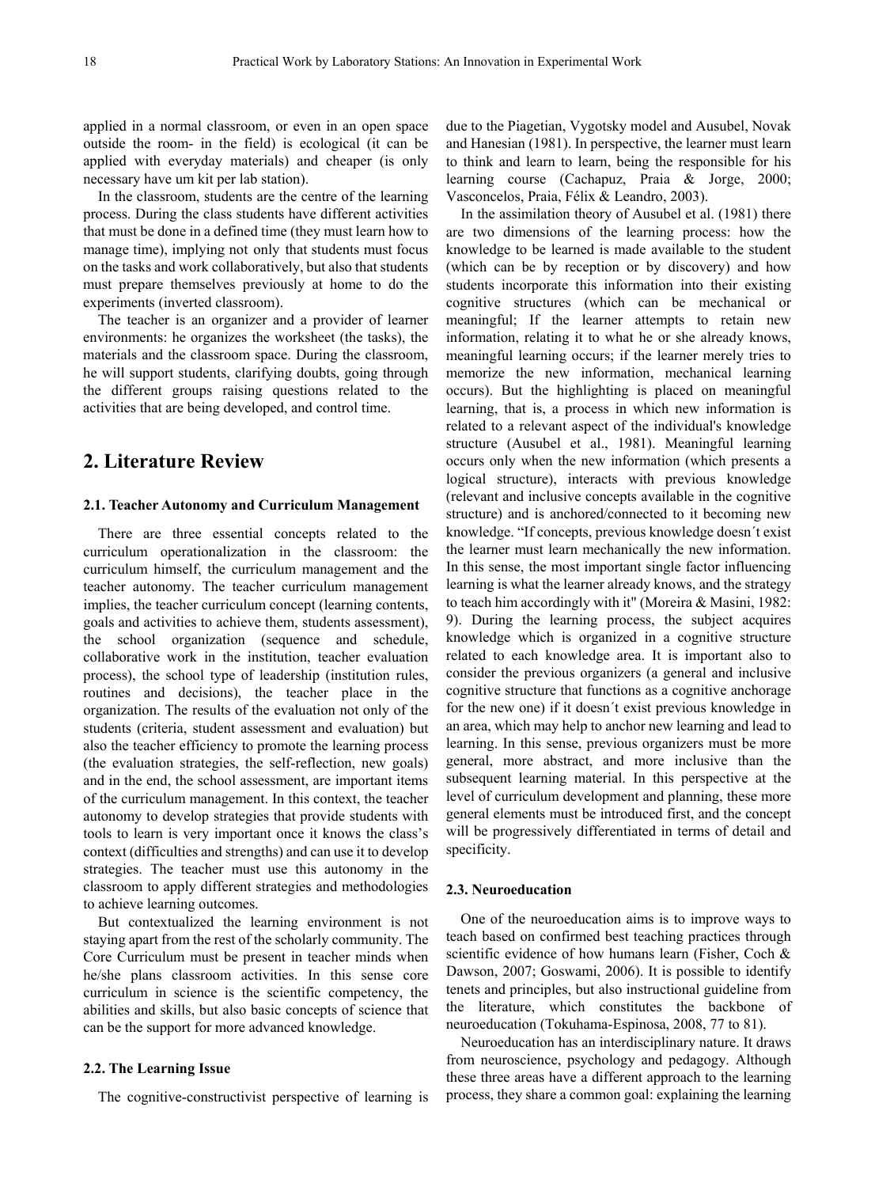applied in a normal classroom, or even in an open space outside the room- in the field) is ecological (it can be applied with everyday materials) and cheaper (is only necessary have um kit per lab station).

In the classroom, students are the centre of the learning process. During the class students have different activities that must be done in a defined time (they must learn how to manage time), implying not only that students must focus on the tasks and work collaboratively, but also that students must prepare themselves previously at home to do the experiments (inverted classroom).

The teacher is an organizer and a provider of learner environments: he organizes the worksheet (the tasks), the materials and the classroom space. During the classroom, he will support students, clarifying doubts, going through the different groups raising questions related to the activities that are being developed, and control time.

## 2. Literature Review

### 2.1. Teacher Autonomy and Curriculum Management

There are three essential concepts related to the curriculum operationalization in the classroom: the curriculum himself, the curriculum management and the teacher autonomy. The teacher curriculum management implies, the teacher curriculum concept (learning contents, goals and activities to achieve them, students assessment), the school organization (sequence and schedule, collaborative work in the institution, teacher evaluation process), the school type of leadership (institution rules, routines and decisions), the teacher place in the organization. The results of the evaluation not only of the students (criteria, student assessment and evaluation) but also the teacher efficiency to promote the learning process (the evaluation strategies, the self-reflection, new goals) and in the end, the school assessment, are important items of the curriculum management. In this context, the teacher autonomy to develop strategies that provide students with tools to learn is very important once it knows the class's context (difficulties and strengths) and can use it to develop strategies. The teacher must use this autonomy in the classroom to apply different strategies and methodologies to achieve learning outcomes.

But contextualized the learning environment is not staying apart from the rest of the scholarly community. The Core Curriculum must be present in teacher minds when he/she plans classroom activities. In this sense core curriculum in science is the scientific competency, the abilities and skills, but also basic concepts of science that can be the support for more advanced knowledge.

### 2.2. The Learning Issue

The cognitive-constructivist perspective of learning is due to the Piagetian, Vygotsky model and Ausubel, Novak and Hanesian (1981). In perspective, the learner must learn to think and learn to learn, being the responsible for his learning course (Cachapuz, Praia & Jorge, 2000; Vasconcelos, Praia, Félix & Leandro, 2003).

In the assimilation theory of Ausubel et al. (1981) there are two dimensions of the learning process: how the knowledge to be learned is made available to the student (which can be by reception or by discovery) and how students incorporate this information into their existing cognitive structures (which can be mechanical or meaningful; If the learner attempts to retain new information, relating it to what he or she already knows, meaningful learning occurs; if the learner merely tries to memorize the new information, mechanical learning occurs). But the highlighting is placed on meaningful learning, that is, a process in which new information is related to a relevant aspect of the individual's knowledge structure (Ausubel et al., 1981). Meaningful learning occurs only when the new information (which presents a logical structure), interacts with previous knowledge (relevant and inclusive concepts available in the cognitive structure) and is anchored/connected to it becoming new knowledge. "If concepts, previous knowledge doesn´t exist the learner must learn mechanically the new information. In this sense, the most important single factor influencing learning is what the learner already knows, and the strategy to teach him accordingly with it" (Moreira & Masini, 1982: 9). During the learning process, the subject acquires knowledge which is organized in a cognitive structure related to each knowledge area. It is important also to consider the previous organizers (a general and inclusive cognitive structure that functions as a cognitive anchorage for the new one) if it doesn´t exist previous knowledge in an area, which may help to anchor new learning and lead to learning. In this sense, previous organizers must be more general, more abstract, and more inclusive than the subsequent learning material. In this perspective at the level of curriculum development and planning, these more general elements must be introduced first, and the concept will be progressively differentiated in terms of detail and specificity.

### 2.3. Neuroeducation

One of the neuroeducation aims is to improve ways to teach based on confirmed best teaching practices through scientific evidence of how humans learn (Fisher, Coch & Dawson, 2007; Goswami, 2006). It is possible to identify tenets and principles, but also instructional guideline from the literature, which constitutes the backbone of neuroeducation (Tokuhama-Espinosa, 2008, 77 to 81).

Neuroeducation has an interdisciplinary nature. It draws from neuroscience, psychology and pedagogy. Although these three areas have a different approach to the learning process, they share a common goal: explaining the learning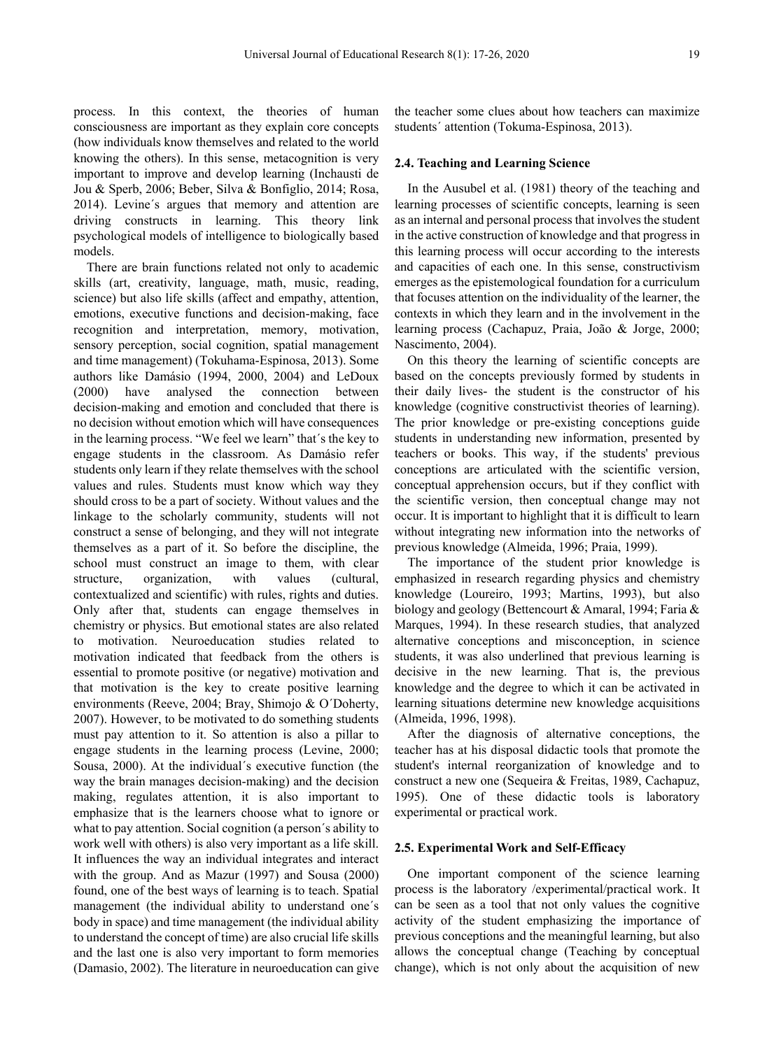process. In this context, the theories of human consciousness are important as they explain core concepts (how individuals know themselves and related to the world knowing the others). In this sense, metacognition is very important to improve and develop learning (Inchausti de Jou & Sperb, 2006; Beber, Silva & Bonfiglio, 2014; Rosa, 2014). Levine´s argues that memory and attention are driving constructs in learning. This theory link psychological models of intelligence to biologically based models.

There are brain functions related not only to academic skills (art, creativity, language, math, music, reading, science) but also life skills (affect and empathy, attention, emotions, executive functions and decision-making, face recognition and interpretation, memory, motivation, sensory perception, social cognition, spatial management and time management) (Tokuhama-Espinosa, 2013). Some authors like Damásio (1994, 2000, 2004) and LeDoux (2000) have analysed the connection between decision-making and emotion and concluded that there is no decision without emotion which will have consequences in the learning process. "We feel we learn" that´s the key to engage students in the classroom. As Damásio refer students only learn if they relate themselves with the school values and rules. Students must know which way they should cross to be a part of society. Without values and the linkage to the scholarly community, students will not construct a sense of belonging, and they will not integrate themselves as a part of it. So before the discipline, the school must construct an image to them, with clear structure, organization, with values (cultural, contextualized and scientific) with rules, rights and duties. Only after that, students can engage themselves in chemistry or physics. But emotional states are also related to motivation. Neuroeducation studies related to motivation indicated that feedback from the others is essential to promote positive (or negative) motivation and that motivation is the key to create positive learning environments (Reeve, 2004; Bray, Shimojo & O´Doherty, 2007). However, to be motivated to do something students must pay attention to it. So attention is also a pillar to engage students in the learning process (Levine, 2000; Sousa, 2000). At the individual´s executive function (the way the brain manages decision-making) and the decision making, regulates attention, it is also important to emphasize that is the learners choose what to ignore or what to pay attention. Social cognition (a person´s ability to work well with others) is also very important as a life skill. It influences the way an individual integrates and interact with the group. And as Mazur (1997) and Sousa (2000) found, one of the best ways of learning is to teach. Spatial management (the individual ability to understand one´s body in space) and time management (the individual ability to understand the concept of time) are also crucial life skills and the last one is also very important to form memories (Damasio, 2002). The literature in neuroeducation can give the teacher some clues about how teachers can maximize students´ attention (Tokuma-Espinosa, 2013).

### 2.4. Teaching and Learning Science

In the Ausubel et al. (1981) theory of the teaching and learning processes of scientific concepts, learning is seen as an internal and personal process that involves the student in the active construction of knowledge and that progress in this learning process will occur according to the interests and capacities of each one. In this sense, constructivism emerges as the epistemological foundation for a curriculum that focuses attention on the individuality of the learner, the contexts in which they learn and in the involvement in the learning process (Cachapuz, Praia, João & Jorge, 2000; Nascimento, 2004).

On this theory the learning of scientific concepts are based on the concepts previously formed by students in their daily lives- the student is the constructor of his knowledge (cognitive constructivist theories of learning). The prior knowledge or pre-existing conceptions guide students in understanding new information, presented by teachers or books. This way, if the students' previous conceptions are articulated with the scientific version, conceptual apprehension occurs, but if they conflict with the scientific version, then conceptual change may not occur. It is important to highlight that it is difficult to learn without integrating new information into the networks of previous knowledge (Almeida, 1996; Praia, 1999).

The importance of the student prior knowledge is emphasized in research regarding physics and chemistry knowledge (Loureiro, 1993; Martins, 1993), but also biology and geology (Bettencourt & Amaral, 1994; Faria & Marques, 1994). In these research studies, that analyzed alternative conceptions and misconception, in science students, it was also underlined that previous learning is decisive in the new learning. That is, the previous knowledge and the degree to which it can be activated in learning situations determine new knowledge acquisitions (Almeida, 1996, 1998).

After the diagnosis of alternative conceptions, the teacher has at his disposal didactic tools that promote the student's internal reorganization of knowledge and to construct a new one (Sequeira & Freitas, 1989, Cachapuz, 1995). One of these didactic tools is laboratory experimental or practical work.

### 2.5. Experimental Work and Self-Efficacy

One important component of the science learning process is the laboratory /experimental/practical work. It can be seen as a tool that not only values the cognitive activity of the student emphasizing the importance of previous conceptions and the meaningful learning, but also allows the conceptual change (Teaching by conceptual change), which is not only about the acquisition of new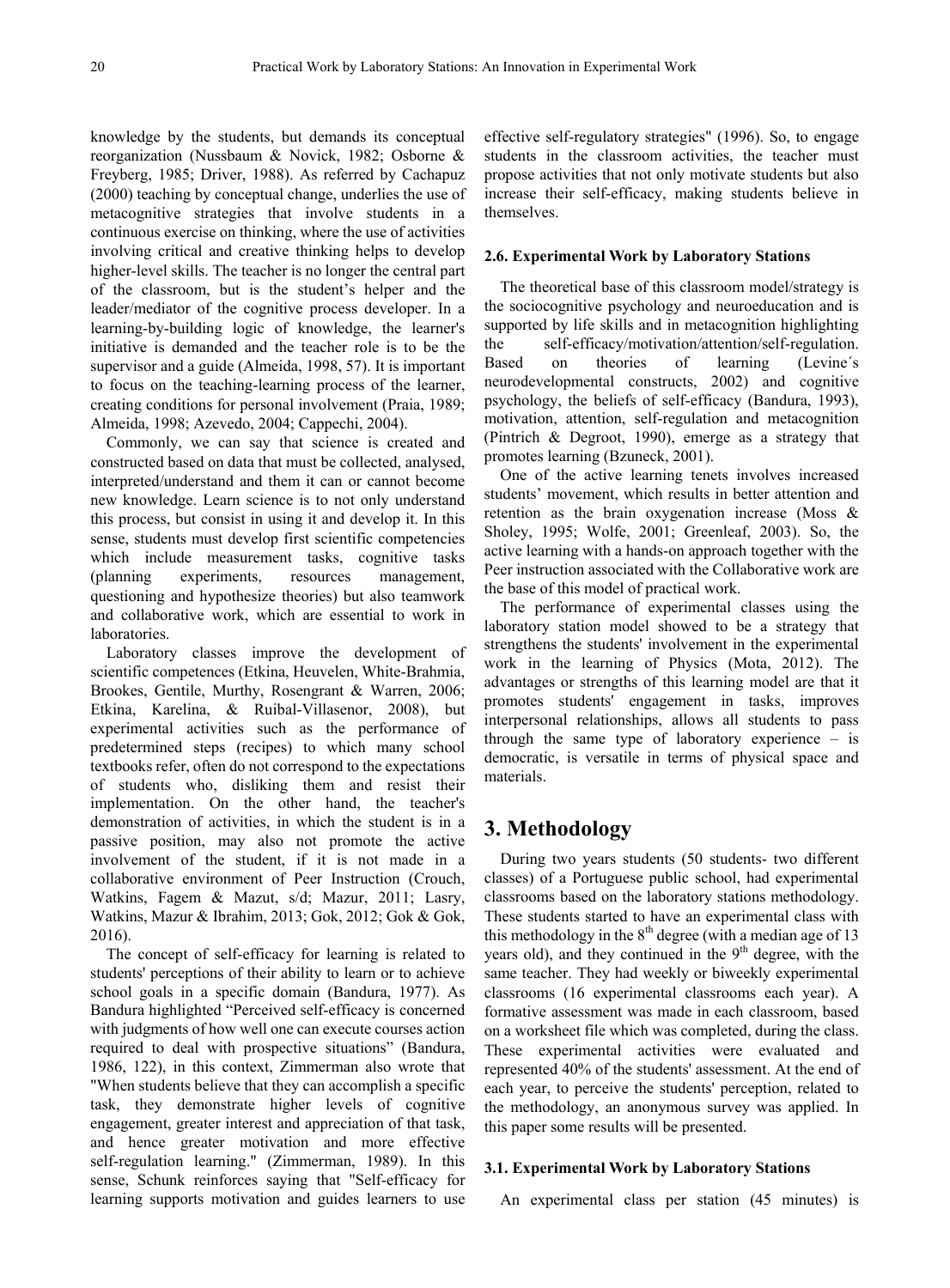knowledge by the students, but demands its conceptual reorganization (Nussbaum & Novick, 1982; Osborne & Freyberg, 1985; Driver, 1988). As referred by Cachapuz (2000) teaching by conceptual change, underlies the use of metacognitive strategies that involve students in a continuous exercise on thinking, where the use of activities involving critical and creative thinking helps to develop higher-level skills. The teacher is no longer the central part of the classroom, but is the student's helper and the leader/mediator of the cognitive process developer. In a learning-by-building logic of knowledge, the learner's initiative is demanded and the teacher role is to be the supervisor and a guide (Almeida, 1998, 57). It is important to focus on the teaching-learning process of the learner, creating conditions for personal involvement (Praia, 1989; Almeida, 1998; Azevedo, 2004; Cappechi, 2004).

Commonly, we can say that science is created and constructed based on data that must be collected, analysed, interpreted/understand and them it can or cannot become new knowledge. Learn science is to not only understand this process, but consist in using it and develop it. In this sense, students must develop first scientific competencies which include measurement tasks, cognitive tasks (planning experiments, resources management, questioning and hypothesize theories) but also teamwork and collaborative work, which are essential to work in laboratories.

Laboratory classes improve the development of scientific competences (Etkina, Heuvelen, White-Brahmia, Brookes, Gentile, Murthy, Rosengrant & Warren, 2006; Etkina, Karelina, & Ruibal-Villasenor, 2008), but experimental activities such as the performance of predetermined steps (recipes) to which many school textbooks refer, often do not correspond to the expectations of students who, disliking them and resist their implementation. On the other hand, the teacher's demonstration of activities, in which the student is in a passive position, may also not promote the active involvement of the student, if it is not made in a collaborative environment of Peer Instruction (Crouch, Watkins, Fagem & Mazut, s/d; Mazur, 2011; Lasry, Watkins, Mazur & Ibrahim, 2013; Gok, 2012; Gok & Gok, 2016).

The concept of self-efficacy for learning is related to students' perceptions of their ability to learn or to achieve school goals in a specific domain (Bandura, 1977). As Bandura highlighted "Perceived self-efficacy is concerned with judgments of how well one can execute courses action required to deal with prospective situations" (Bandura, 1986, 122), in this context, Zimmerman also wrote that "When students believe that they can accomplish a specific task, they demonstrate higher levels of cognitive engagement, greater interest and appreciation of that task, and hence greater motivation and more effective self-regulation learning." (Zimmerman, 1989). In this sense, Schunk reinforces saying that "Self-efficacy for learning supports motivation and guides learners to use effective self-regulatory strategies" (1996). So, to engage students in the classroom activities, the teacher must propose activities that not only motivate students but also increase their self-efficacy, making students believe in themselves.

#### 2.6. Experimental Work by Laboratory Stations

The theoretical base of this classroom model/strategy is the sociocognitive psychology and neuroeducation and is supported by life skills and in metacognition highlighting the self-efficacy/motivation/attention/self-regulation. Based on theories of learning (Levine´s neurodevelopmental constructs, 2002) and cognitive psychology, the beliefs of self-efficacy (Bandura, 1993), motivation, attention, self-regulation and metacognition (Pintrich & Degroot, 1990), emerge as a strategy that promotes learning (Bzuneck, 2001).

One of the active learning tenets involves increased students' movement, which results in better attention and retention as the brain oxygenation increase (Moss & Sholey, 1995; Wolfe, 2001; Greenleaf, 2003). So, the active learning with a hands-on approach together with the Peer instruction associated with the Collaborative work are the base of this model of practical work.

The performance of experimental classes using the laboratory station model showed to be a strategy that strengthens the students' involvement in the experimental work in the learning of Physics (Mota, 2012). The advantages or strengths of this learning model are that it promotes students' engagement in tasks, improves interpersonal relationships, allows all students to pass through the same type of laboratory experience – is democratic, is versatile in terms of physical space and materials.

## 3. Methodology

During two years students (50 students- two different classes) of a Portuguese public school, had experimental classrooms based on the laboratory stations methodology. These students started to have an experimental class with this methodology in the 8th degree (with a median age of 13 years old), and they continued in the 9th degree, with the same teacher. They had weekly or biweekly experimental classrooms (16 experimental classrooms each year). A formative assessment was made in each classroom, based on a worksheet file which was completed, during the class. These experimental activities were evaluated and represented 40% of the students' assessment. At the end of each year, to perceive the students' perception, related to the methodology, an anonymous survey was applied. In this paper some results will be presented.

#### 3.1. Experimental Work by Laboratory Stations

An experimental class per station (45 minutes) is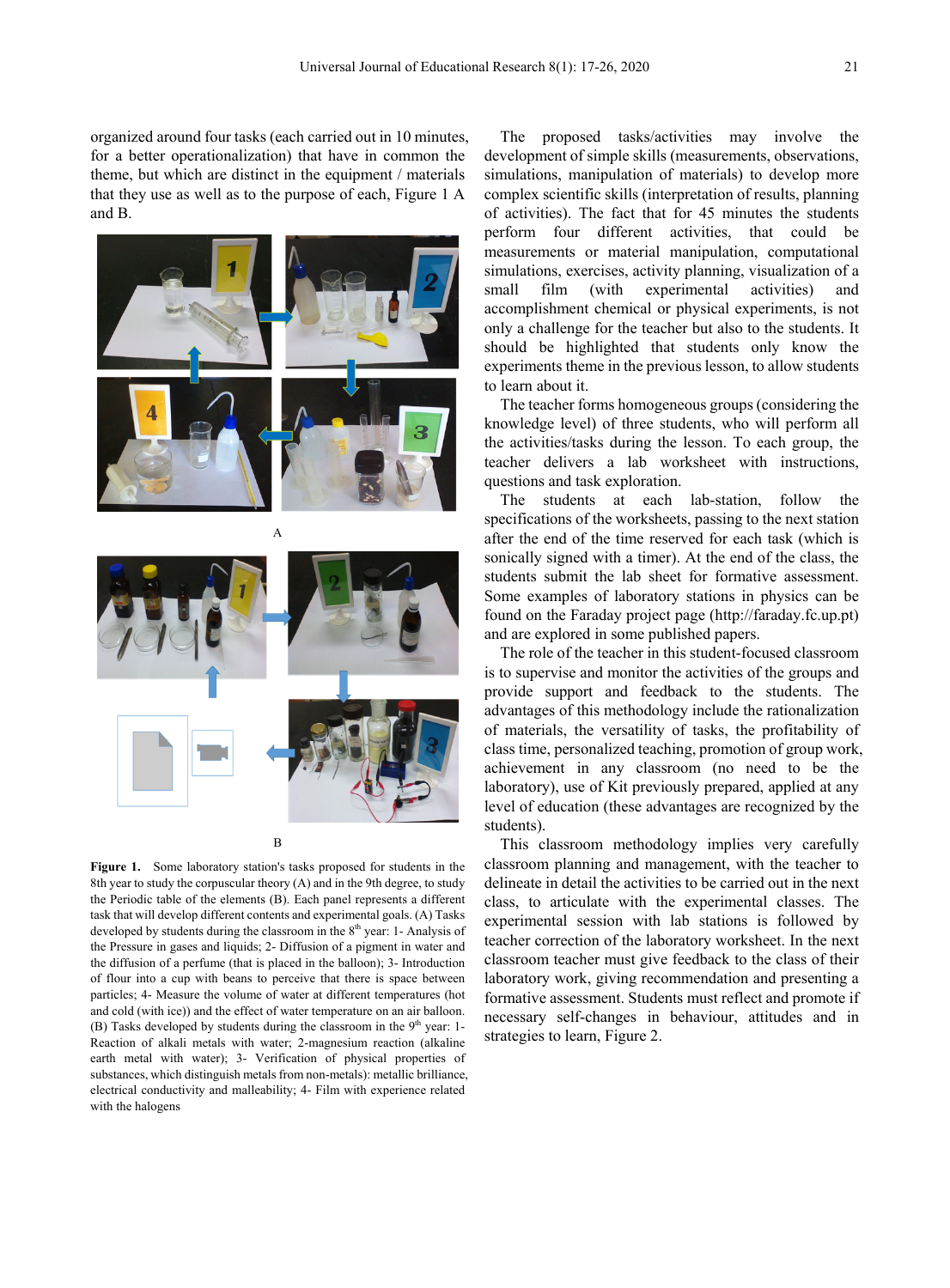organized around four tasks (each carried out in 10 minutes, for a better operationalization) that have in common the theme, but which are distinct in the equipment / materials that they use as well as to the purpose of each, Figure 1 A and B.

A

B

**Figure 1.** Some laboratory station's tasks proposed for students in the 8th year to study the corpuscular theory (A) and in the 9th degree, to study the Periodic table of the elements (B). Each panel represents a different task that will develop different contents and experimental goals. (A) Tasks developed by students during the classroom in the 8th year: 1- Analysis of the Pressure in gases and liquids; 2- Diffusion of a pigment in water and the diffusion of a perfume (that is placed in the balloon); 3- Introduction of flour into a cup with beans to perceive that there is space between particles; 4- Measure the volume of water at different temperatures (hot and cold (with ice)) and the effect of water temperature on an air balloon. (B) Tasks developed by students during the classroom in the 9th year: 1- Reaction of alkali metals with water; 2-magnesium reaction (alkaline earth metal with water); 3- Verification of physical properties of substances, which distinguish metals from non-metals): metallic brilliance, electrical conductivity and malleability; 4- Film with experience related with the halogens

The proposed tasks/activities may involve the development of simple skills (measurements, observations, simulations, manipulation of materials) to develop more complex scientific skills (interpretation of results, planning of activities). The fact that for 45 minutes the students perform four different activities, that could be measurements or material manipulation, computational simulations, exercises, activity planning, visualization of a small film (with experimental activities) and accomplishment chemical or physical experiments, is not only a challenge for the teacher but also to the students. It should be highlighted that students only know the experiments theme in the previous lesson, to allow students to learn about it.

The teacher forms homogeneous groups (considering the knowledge level) of three students, who will perform all the activities/tasks during the lesson. To each group, the teacher delivers a lab worksheet with instructions, questions and task exploration.

The students at each lab-station, follow the specifications of the worksheets, passing to the next station after the end of the time reserved for each task (which is sonically signed with a timer). At the end of the class, the students submit the lab sheet for formative assessment. Some examples of laboratory stations in physics can be found on the Faraday project page (http://faraday.fc.up.pt) and are explored in some published papers.

The role of the teacher in this student-focused classroom is to supervise and monitor the activities of the groups and provide support and feedback to the students. The advantages of this methodology include the rationalization of materials, the versatility of tasks, the profitability of class time, personalized teaching, promotion of group work, achievement in any classroom (no need to be the laboratory), use of Kit previously prepared, applied at any level of education (these advantages are recognized by the students).

This classroom methodology implies very carefully classroom planning and management, with the teacher to delineate in detail the activities to be carried out in the next class, to articulate with the experimental classes. The experimental session with lab stations is followed by teacher correction of the laboratory worksheet. In the next classroom teacher must give feedback to the class of their laboratory work, giving recommendation and presenting a formative assessment. Students must reflect and promote if necessary self-changes in behaviour, attitudes and in strategies to learn, Figure 2.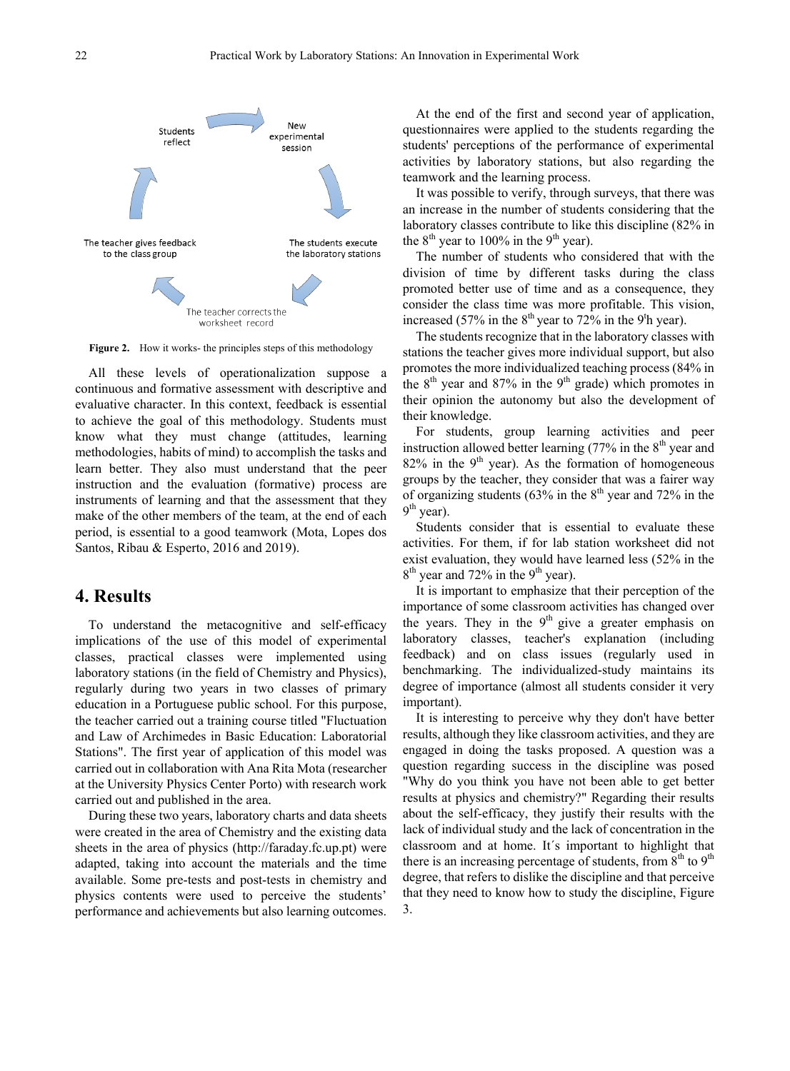Figure 2. How it works- the principles steps of this methodology

All these levels of operationalization suppose a continuous and formative assessment with descriptive and evaluative character. In this context, feedback is essential to achieve the goal of this methodology. Students must know what they must change (attitudes, learning methodologies, habits of mind) to accomplish the tasks and learn better. They also must understand that the peer instruction and the evaluation (formative) process are instruments of learning and that the assessment that they make of the other members of the team, at the end of each period, is essential to a good teamwork (Mota, Lopes dos Santos, Ribau & Esperto, 2016 and 2019).

## 4. Results

To understand the metacognitive and self-efficacy implications of the use of this model of experimental classes, practical classes were implemented using laboratory stations (in the field of Chemistry and Physics), regularly during two years in two classes of primary education in a Portuguese public school. For this purpose, the teacher carried out a training course titled "Fluctuation and Law of Archimedes in Basic Education: Laboratorial Stations". The first year of application of this model was carried out in collaboration with Ana Rita Mota (researcher at the University Physics Center Porto) with research work carried out and published in the area.

During these two years, laboratory charts and data sheets were created in the area of Chemistry and the existing data sheets in the area of physics (http://faraday.fc.up.pt) were adapted, taking into account the materials and the time available. Some pre-tests and post-tests in chemistry and physics contents were used to perceive the students' performance and achievements but also learning outcomes.

At the end of the first and second year of application, questionnaires were applied to the students regarding the students' perceptions of the performance of experimental activities by laboratory stations, but also regarding the teamwork and the learning process.

It was possible to verify, through surveys, that there was an increase in the number of students considering that the laboratory classes contribute to like this discipline (82% in the 8th year to 100% in the 9th year).

The number of students who considered that with the division of time by different tasks during the class promoted better use of time and as a consequence, they consider the class time was more profitable. This vision, increased (57% in the 8th year to 72% in the 9th year).

The students recognize that in the laboratory classes with stations the teacher gives more individual support, but also promotes the more individualized teaching process (84% in the 8th year and 87% in the 9th grade) which promotes in their opinion the autonomy but also the development of their knowledge.

For students, group learning activities and peer instruction allowed better learning (77% in the 8th year and 82% in the 9th year). As the formation of homogeneous groups by the teacher, they consider that was a fairer way of organizing students (63% in the 8th year and 72% in the 9th year).

Students consider that is essential to evaluate these activities. For them, if for lab station worksheet did not exist evaluation, they would have learned less (52% in the 8th year and 72% in the 9th year).

It is important to emphasize that their perception of the importance of some classroom activities has changed over the years. They in the 9th give a greater emphasis on laboratory classes, teacher's explanation (including feedback) and on class issues (regularly used in benchmarking. The individualized-study maintains its degree of importance (almost all students consider it very important).

It is interesting to perceive why they don't have better results, although they like classroom activities, and they are engaged in doing the tasks proposed. A question was a question regarding success in the discipline was posed "Why do you think you have not been able to get better results at physics and chemistry?" Regarding their results about the self-efficacy, they justify their results with the lack of individual study and the lack of concentration in the classroom and at home. It´s important to highlight that there is an increasing percentage of students, from 8th to 9th degree, that refers to dislike the discipline and that perceive that they need to know how to study the discipline, Figure 3.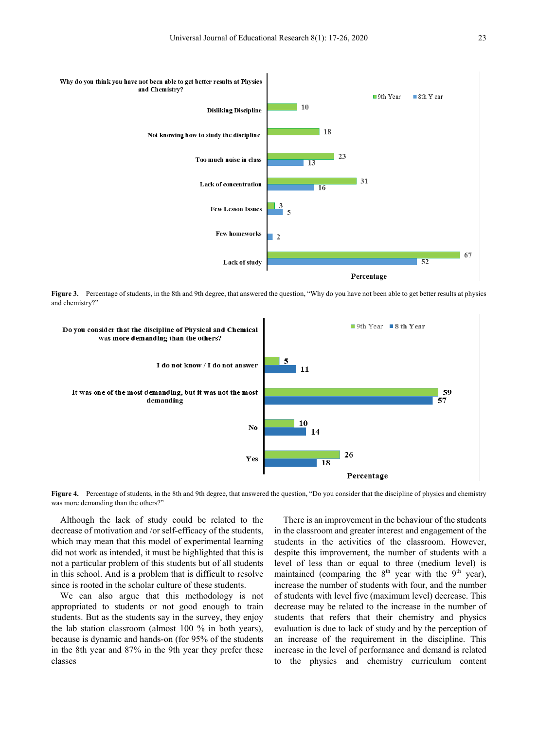Why do you think you have not been able to get better results at Physics and Chemistry?

| Response | 9th Year | 8th Year |
|---|---|---|
| Disliking Discipline | 10 | |
| Not knowing how to study the discipline | 18 | |
| Too much noise in class | 23 | 13 |
| Lack of concentration | 31 | 16 |
| Few Lesson Issues | 3 | 5 |
| Few homeworks | | 2 |
| Lack of study | 67 | 52 |

Percentage

**Figure 3.** Percentage of students, in the 8th and 9th degree, that answered the question, "Why do you have not been able to get better results at physics and chemistry?"

Do you consider that the discipline of Physical and Chemical was more demanding than the others?

| Response | 9th Year | 8 th Year |
|---|---|---|
| I do not know / I do not answer | 5 | 11 |
| It was one of the most demanding, but it was not the most demanding | 59 | 57 |
| No | 10 | 14 |
| Yes | 26 | 18 |

Percentage

**Figure 4.** Percentage of students, in the 8th and 9th degree, that answered the question, "Do you consider that the discipline of physics and chemistry was more demanding than the others?"

Although the lack of study could be related to the decrease of motivation and /or self-efficacy of the students, which may mean that this model of experimental learning did not work as intended, it must be highlighted that this is not a particular problem of this students but of all students in this school. And is a problem that is difficult to resolve since is rooted in the scholar culture of these students.

We can also argue that this methodology is not appropriated to students or not good enough to train students. But as the students say in the survey, they enjoy the lab station classroom (almost 100 % in both years), because is dynamic and hands-on (for 95% of the students in the 8th year and 87% in the 9th year they prefer these classes

There is an improvement in the behaviour of the students in the classroom and greater interest and engagement of the students in the activities of the classroom. However, despite this improvement, the number of students with a level of less than or equal to three (medium level) is maintained (comparing the 8th year with the 9th year), increase the number of students with four, and the number of students with level five (maximum level) decrease. This decrease may be related to the increase in the number of students that refers that their chemistry and physics evaluation is due to lack of study and by the perception of an increase of the requirement in the discipline. This increase in the level of performance and demand is related to the physics and chemistry curriculum content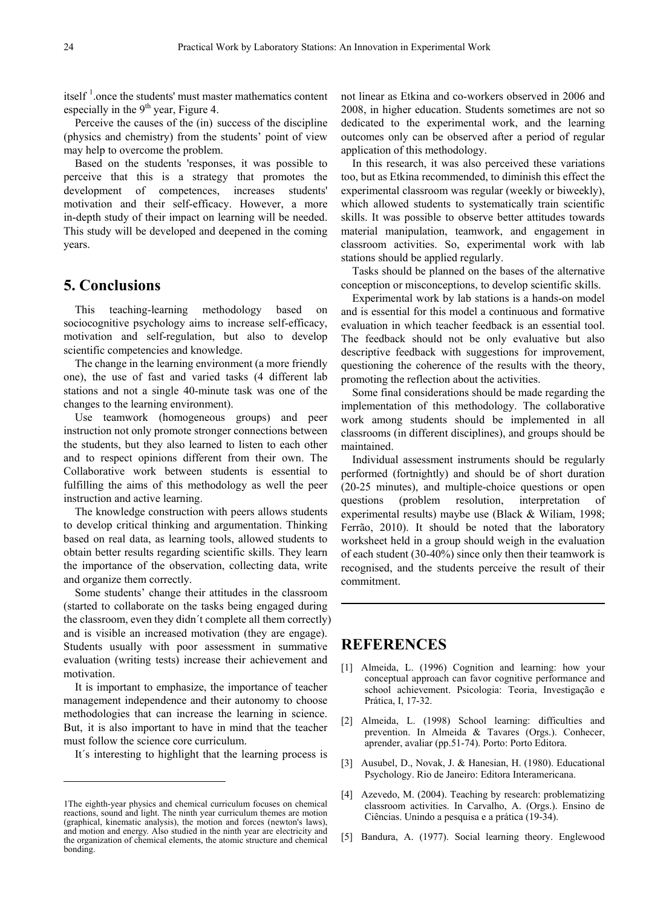itself [1].once the students' must master mathematics content especially in the 9th year, Figure 4.

Perceive the causes of the (in) success of the discipline (physics and chemistry) from the students' point of view may help to overcome the problem.

Based on the students 'responses, it was possible to perceive that this is a strategy that promotes the development of competences, increases students' motivation and their self-efficacy. However, a more in-depth study of their impact on learning will be needed. This study will be developed and deepened in the coming years.

## 5. Conclusions

This teaching-learning methodology based on sociocognitive psychology aims to increase self-efficacy, motivation and self-regulation, but also to develop scientific competencies and knowledge.

The change in the learning environment (a more friendly one), the use of fast and varied tasks (4 different lab stations and not a single 40-minute task was one of the changes to the learning environment).

Use teamwork (homogeneous groups) and peer instruction not only promote stronger connections between the students, but they also learned to listen to each other and to respect opinions different from their own. The Collaborative work between students is essential to fulfilling the aims of this methodology as well the peer instruction and active learning.

The knowledge construction with peers allows students to develop critical thinking and argumentation. Thinking based on real data, as learning tools, allowed students to obtain better results regarding scientific skills. They learn the importance of the observation, collecting data, write and organize them correctly.

Some students' change their attitudes in the classroom (started to collaborate on the tasks being engaged during the classroom, even they didn´t complete all them correctly) and is visible an increased motivation (they are engage). Students usually with poor assessment in summative evaluation (writing tests) increase their achievement and motivation.

It is important to emphasize, the importance of teacher management independence and their autonomy to choose methodologies that can increase the learning in science. But, it is also important to have in mind that the teacher must follow the science core curriculum.

It´s interesting to highlight that the learning process is not linear as Etkina and co-workers observed in 2006 and 2008, in higher education. Students sometimes are not so dedicated to the experimental work, and the learning outcomes only can be observed after a period of regular application of this methodology.

In this research, it was also perceived these variations too, but as Etkina recommended, to diminish this effect the experimental classroom was regular (weekly or biweekly), which allowed students to systematically train scientific skills. It was possible to observe better attitudes towards material manipulation, teamwork, and engagement in classroom activities. So, experimental work with lab stations should be applied regularly.

Tasks should be planned on the bases of the alternative conception or misconceptions, to develop scientific skills.

Experimental work by lab stations is a hands-on model and is essential for this model a continuous and formative evaluation in which teacher feedback is an essential tool. The feedback should not be only evaluative but also descriptive feedback with suggestions for improvement, questioning the coherence of the results with the theory, promoting the reflection about the activities.

Some final considerations should be made regarding the implementation of this methodology. The collaborative work among students should be implemented in all classrooms (in different disciplines), and groups should be maintained.

Individual assessment instruments should be regularly performed (fortnightly) and should be of short duration (20-25 minutes), and multiple-choice questions or open questions (problem resolution, interpretation of experimental results) maybe use (Black & Wiliam, 1998; Ferrão, 2010). It should be noted that the laboratory worksheet held in a group should weigh in the evaluation of each student (30-40%) since only then their teamwork is recognised, and the students perceive the result of their commitment.

## REFERENCES

[1] Almeida, L. (1996) Cognition and learning: how your conceptual approach can favor cognitive performance and school achievement. Psicologia: Teoria, Investigação e Prática, I, 17-32.

[2] Almeida, L. (1998) School learning: difficulties and prevention. In Almeida & Tavares (Orgs.). Conhecer, aprender, avaliar (pp.51-74). Porto: Porto Editora.

[3] Ausubel, D., Novak, J. & Hanesian, H. (1980). Educational Psychology. Rio de Janeiro: Editora Interamericana.

[4] Azevedo, M. (2004). Teaching by research: problematizing classroom activities. In Carvalho, A. (Orgs.). Ensino de Ciências. Unindo a pesquisa e a prática (19-34).

[5] Bandura, A. (1977). Social learning theory. Englewood

---

1The eighth-year physics and chemical curriculum focuses on chemical reactions, sound and light. The ninth year curriculum themes are motion (graphical, kinematic analysis), the motion and forces (newton's laws), and motion and energy. Also studied in the ninth year are electricity and the organization of chemical elements, the atomic structure and chemical bonding.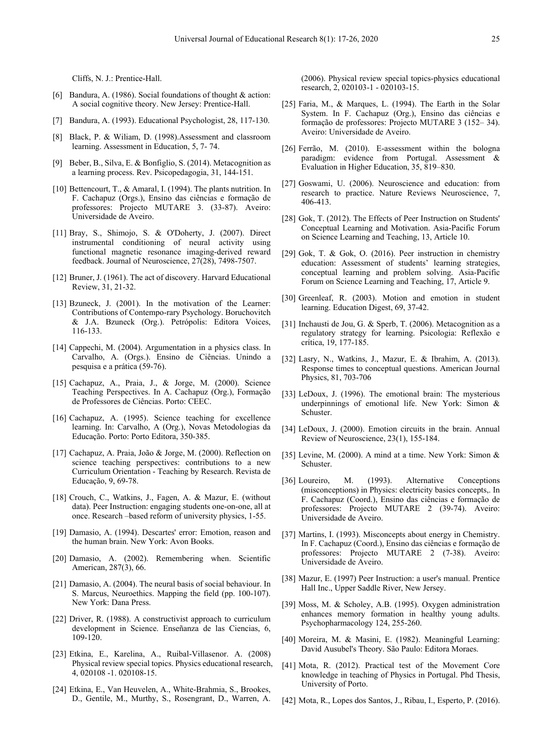Cliffs, N. J.: Prentice-Hall.

[6] Bandura, A. (1986). Social foundations of thought & action: A social cognitive theory. New Jersey: Prentice-Hall.

[7] Bandura, A. (1993). Educational Psychologist, 28, 117-130.

[8] Black, P. & Wiliam, D. (1998).Assessment and classroom learning. Assessment in Education, 5, 7- 74.

[9] Beber, B., Silva, E. & Bonfiglio, S. (2014). Metacognition as a learning process. Rev. Psicopedagogia, 31, 144-151.

[10] Bettencourt, T., & Amaral, I. (1994). The plants nutrition. In F. Cachapuz (Orgs.), Ensino das ciências e formação de professores: Projecto MUTARE 3. (33-87). Aveiro: Universidade de Aveiro.

[11] Bray, S., Shimojo, S. & O'Doherty, J. (2007). Direct instrumental conditioning of neural activity using functional magnetic resonance imaging-derived reward feedback. Journal of Neuroscience, 27(28), 7498-7507.

[12] Bruner, J. (1961). The act of discovery. Harvard Educational Review, 31, 21-32.

[13] Bzuneck, J. (2001). In the motivation of the Learner: Contributions of Contempo-rary Psychology. Boruchovitch & J.A. Bzuneck (Org.). Petrópolis: Editora Voices, 116-133.

[14] Cappechi, M. (2004). Argumentation in a physics class. In Carvalho, A. (Orgs.). Ensino de Ciências. Unindo a pesquisa e a prática (59-76).

[15] Cachapuz, A., Praia, J., & Jorge, M. (2000). Science Teaching Perspectives. In A. Cachapuz (Org.), Formação de Professores de Ciências. Porto: CEEC.

[16] Cachapuz, A. (1995). Science teaching for excellence learning. In: Carvalho, A (Org.), Novas Metodologias da Educação. Porto: Porto Editora, 350-385.

[17] Cachapuz, A. Praia, João & Jorge, M. (2000). Reflection on science teaching perspectives: contributions to a new Curriculum Orientation - Teaching by Research. Revista de Educação, 9, 69-78.

[18] Crouch, C., Watkins, J., Fagen, A. & Mazur, E. (without data). Peer Instruction: engaging students one-on-one, all at once. Research –based reform of university physics, 1-55.

[19] Damasio, A. (1994). Descartes' error: Emotion, reason and the human brain. New York: Avon Books.

[20] Damasio, A. (2002). Remembering when. Scientific American, 287(3), 66.

[21] Damasio, A. (2004). The neural basis of social behaviour. In S. Marcus, Neuroethics. Mapping the field (pp. 100-107). New York: Dana Press.

[22] Driver, R. (1988). A constructivist approach to curriculum development in Science. Enseñanza de las Ciencias, 6, 109-120.

[23] Etkina, E., Karelina, A., Ruibal-Villasenor. A. (2008) Physical review special topics. Physics educational research, 4, 020108 -1. 020108-15.

[24] Etkina, E., Van Heuvelen, A., White-Brahmia, S., Brookes, D., Gentile, M., Murthy, S., Rosengrant, D., Warren, A. (2006). Physical review special topics-physics educational research, 2, 020103-1 - 020103-15.

[25] Faria, M., & Marques, L. (1994). The Earth in the Solar System. In F. Cachapuz (Org.), Ensino das ciências e formação de professores: Projecto MUTARE 3 (152– 34). Aveiro: Universidade de Aveiro.

[26] Ferrão, M. (2010). E-assessment within the bologna paradigm: evidence from Portugal. Assessment & Evaluation in Higher Education, 35, 819–830.

[27] Goswami, U. (2006). Neuroscience and education: from research to practice. Nature Reviews Neuroscience, 7, 406-413.

[28] Gok, T. (2012). The Effects of Peer Instruction on Students' Conceptual Learning and Motivation. Asia-Pacific Forum on Science Learning and Teaching, 13, Article 10.

[29] Gok, T. & Gok, O. (2016). Peer instruction in chemistry education: Assessment of students' learning strategies, conceptual learning and problem solving. Asia-Pacific Forum on Science Learning and Teaching, 17, Article 9.

[30] Greenleaf, R. (2003). Motion and emotion in student learning. Education Digest, 69, 37-42.

[31] Inchausti de Jou, G. & Sperb, T. (2006). Metacognition as a regulatory strategy for learning. Psicologia: Reflexão e crítica, 19, 177-185.

[32] Lasry, N., Watkins, J., Mazur, E. & Ibrahim, A. (2013). Response times to conceptual questions. American Journal Physics, 81, 703-706

[33] LeDoux, J. (1996). The emotional brain: The mysterious underpinnings of emotional life. New York: Simon & Schuster.

[34] LeDoux, J. (2000). Emotion circuits in the brain. Annual Review of Neuroscience, 23(1), 155-184.

[35] Levine, M. (2000). A mind at a time. New York: Simon & Schuster.

[36] Loureiro, M. (1993). Alternative Conceptions (misconceptions) in Physics: electricity basics concepts,. In F. Cachapuz (Coord.), Ensino das ciências e formação de professores: Projecto MUTARE 2 (39-74). Aveiro: Universidade de Aveiro.

[37] Martins, I. (1993). Misconcepts about energy in Chemistry. In F. Cachapuz (Coord.), Ensino das ciências e formação de professores: Projecto MUTARE 2 (7-38). Aveiro: Universidade de Aveiro.

[38] Mazur, E. (1997) Peer Instruction: a user's manual. Prentice Hall Inc., Upper Saddle River, New Jersey.

[39] Moss, M. & Scholey, A.B. (1995). Oxygen administration enhances memory formation in healthy young adults. Psychopharmacology 124, 255-260.

[40] Moreira, M. & Masini, E. (1982). Meaningful Learning: David Ausubel's Theory. São Paulo: Editora Moraes.

[41] Mota, R. (2012). Practical test of the Movement Core knowledge in teaching of Physics in Portugal. Phd Thesis, University of Porto.

[42] Mota, R., Lopes dos Santos, J., Ribau, I., Esperto, P. (2016).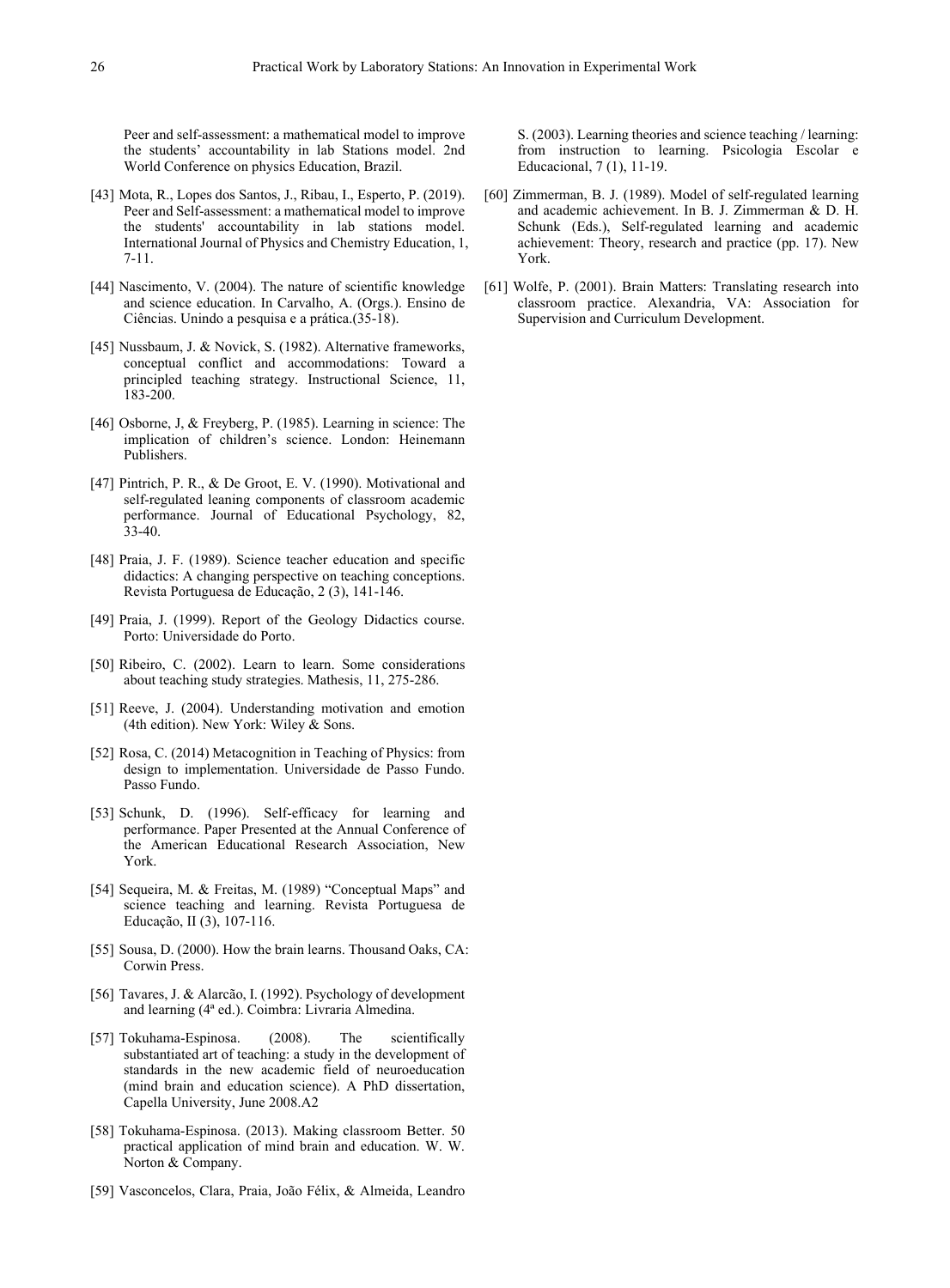Peer and self-assessment: a mathematical model to improve the students' accountability in lab Stations model. 2nd World Conference on physics Education, Brazil.

[43] Mota, R., Lopes dos Santos, J., Ribau, I., Esperto, P. (2019). Peer and Self-assessment: a mathematical model to improve the students' accountability in lab stations model. International Journal of Physics and Chemistry Education, 1, 7-11.

[44] Nascimento, V. (2004). The nature of scientific knowledge and science education. In Carvalho, A. (Orgs.). Ensino de Ciências. Unindo a pesquisa e a prática.(35-18).

[45] Nussbaum, J. & Novick, S. (1982). Alternative frameworks, conceptual conflict and accommodations: Toward a principled teaching strategy. Instructional Science, 11, 183-200.

[46] Osborne, J, & Freyberg, P. (1985). Learning in science: The implication of children's science. London: Heinemann Publishers.

[47] Pintrich, P. R., & De Groot, E. V. (1990). Motivational and self-regulated leaning components of classroom academic performance. Journal of Educational Psychology, 82, 33-40.

[48] Praia, J. F. (1989). Science teacher education and specific didactics: A changing perspective on teaching conceptions. Revista Portuguesa de Educação, 2 (3), 141-146.

[49] Praia, J. (1999). Report of the Geology Didactics course. Porto: Universidade do Porto.

[50] Ribeiro, C. (2002). Learn to learn. Some considerations about teaching study strategies. Mathesis, 11, 275-286.

[51] Reeve, J. (2004). Understanding motivation and emotion (4th edition). New York: Wiley & Sons.

[52] Rosa, C. (2014) Metacognition in Teaching of Physics: from design to implementation. Universidade de Passo Fundo. Passo Fundo.

[53] Schunk, D. (1996). Self-efficacy for learning and performance. Paper Presented at the Annual Conference of the American Educational Research Association, New York.

[54] Sequeira, M. & Freitas, M. (1989) "Conceptual Maps" and science teaching and learning. Revista Portuguesa de Educação, II (3), 107-116.

[55] Sousa, D. (2000). How the brain learns. Thousand Oaks, CA: Corwin Press.

[56] Tavares, J. & Alarcão, I. (1992). Psychology of development and learning (4ª ed.). Coimbra: Livraria Almedina.

[57] Tokuhama-Espinosa. (2008). The scientifically substantiated art of teaching: a study in the development of standards in the new academic field of neuroeducation (mind brain and education science). A PhD dissertation, Capella University, June 2008.A2

[58] Tokuhama-Espinosa. (2013). Making classroom Better. 50 practical application of mind brain and education. W. W. Norton & Company.

[59] Vasconcelos, Clara, Praia, João Félix, & Almeida, Leandro S. (2003). Learning theories and science teaching / learning: from instruction to learning. Psicologia Escolar e Educacional, 7 (1), 11-19.

[60] Zimmerman, B. J. (1989). Model of self-regulated learning and academic achievement. In B. J. Zimmerman & D. H. Schunk (Eds.), Self-regulated learning and academic achievement: Theory, research and practice (pp. 17). New York.

[61] Wolfe, P. (2001). Brain Matters: Translating research into classroom practice. Alexandria, VA: Association for Supervision and Curriculum Development.